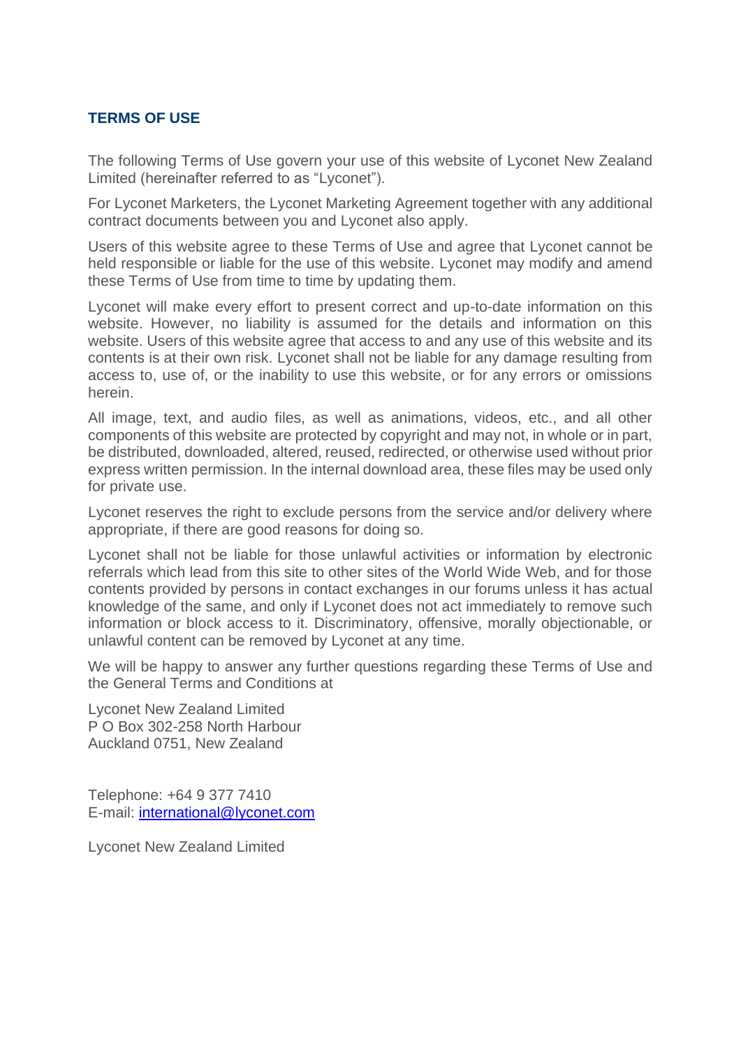# TERMS OF USE

The following Terms of Use govern your use of this website of Lyconet New Zealand Limited (hereinafter referred to as "Lyconet").

For Lyconet Marketers, the Lyconet Marketing Agreement together with any additional contract documents between you and Lyconet also apply.

Users of this website agree to these Terms of Use and agree that Lyconet cannot be held responsible or liable for the use of this website. Lyconet may modify and amend these Terms of Use from time to time by updating them.

Lyconet will make every effort to present correct and up-to-date information on this website. However, no liability is assumed for the details and information on this website. Users of this website agree that access to and any use of this website and its contents is at their own risk. Lyconet shall not be liable for any damage resulting from access to, use of, or the inability to use this website, or for any errors or omissions herein.

All image, text, and audio files, as well as animations, videos, etc., and all other components of this website are protected by copyright and may not, in whole or in part, be distributed, downloaded, altered, reused, redirected, or otherwise used without prior express written permission. In the internal download area, these files may be used only for private use.

Lyconet reserves the right to exclude persons from the service and/or delivery where appropriate, if there are good reasons for doing so.

Lyconet shall not be liable for those unlawful activities or information by electronic referrals which lead from this site to other sites of the World Wide Web, and for those contents provided by persons in contact exchanges in our forums unless it has actual knowledge of the same, and only if Lyconet does not act immediately to remove such information or block access to it. Discriminatory, offensive, morally objectionable, or unlawful content can be removed by Lyconet at any time.

We will be happy to answer any further questions regarding these Terms of Use and the General Terms and Conditions at

Lyconet New Zealand Limited
P O Box 302-258 North Harbour
Auckland 0751, New Zealand

Telephone: +64 9 377 7410
E-mail: international@lyconet.com

Lyconet New Zealand Limited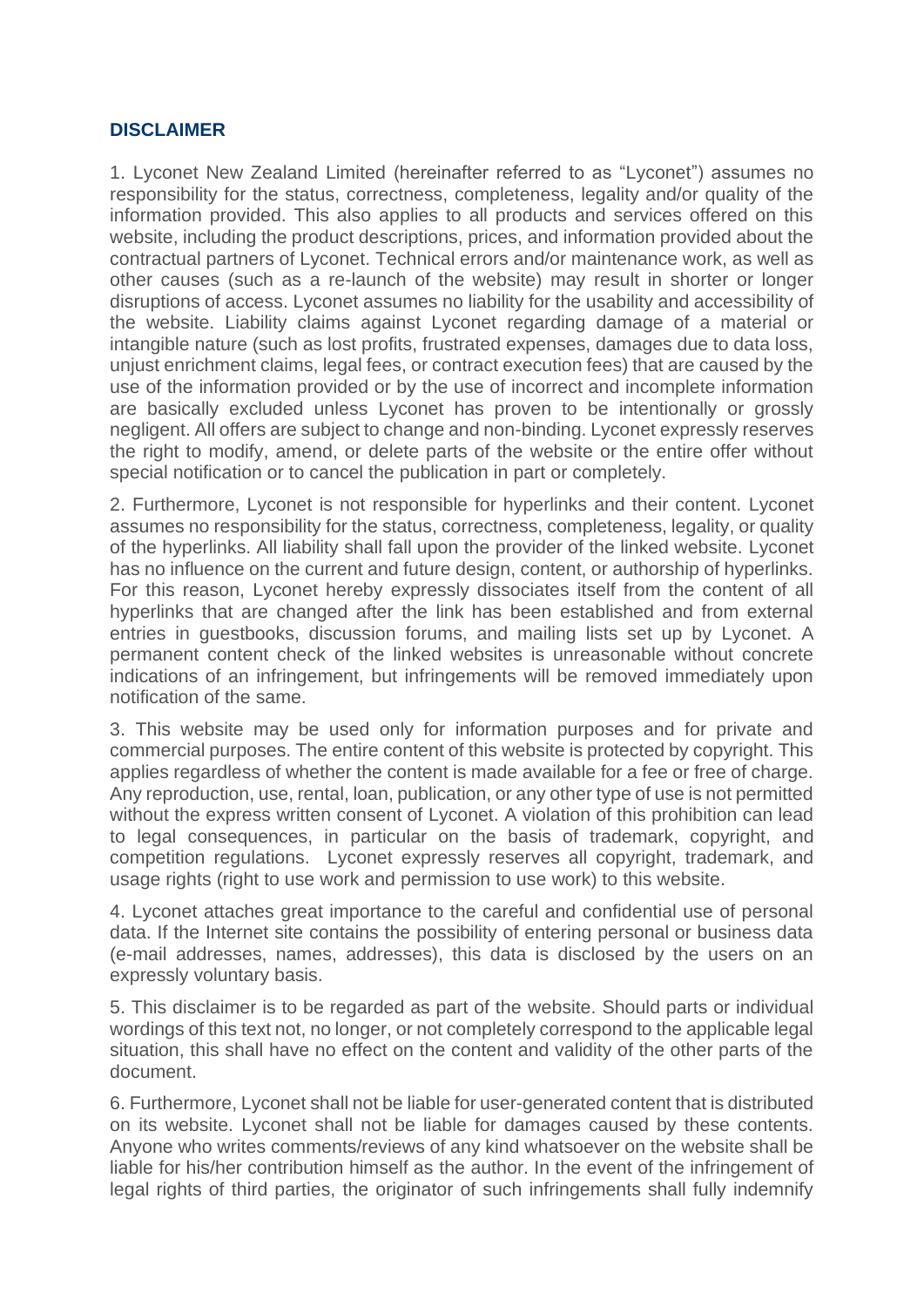## DISCLAIMER

1. Lyconet New Zealand Limited (hereinafter referred to as "Lyconet") assumes no responsibility for the status, correctness, completeness, legality and/or quality of the information provided. This also applies to all products and services offered on this website, including the product descriptions, prices, and information provided about the contractual partners of Lyconet. Technical errors and/or maintenance work, as well as other causes (such as a re-launch of the website) may result in shorter or longer disruptions of access. Lyconet assumes no liability for the usability and accessibility of the website. Liability claims against Lyconet regarding damage of a material or intangible nature (such as lost profits, frustrated expenses, damages due to data loss, unjust enrichment claims, legal fees, or contract execution fees) that are caused by the use of the information provided or by the use of incorrect and incomplete information are basically excluded unless Lyconet has proven to be intentionally or grossly negligent. All offers are subject to change and non-binding. Lyconet expressly reserves the right to modify, amend, or delete parts of the website or the entire offer without special notification or to cancel the publication in part or completely.

2. Furthermore, Lyconet is not responsible for hyperlinks and their content. Lyconet assumes no responsibility for the status, correctness, completeness, legality, or quality of the hyperlinks. All liability shall fall upon the provider of the linked website. Lyconet has no influence on the current and future design, content, or authorship of hyperlinks. For this reason, Lyconet hereby expressly dissociates itself from the content of all hyperlinks that are changed after the link has been established and from external entries in guestbooks, discussion forums, and mailing lists set up by Lyconet. A permanent content check of the linked websites is unreasonable without concrete indications of an infringement, but infringements will be removed immediately upon notification of the same.

3. This website may be used only for information purposes and for private and commercial purposes. The entire content of this website is protected by copyright. This applies regardless of whether the content is made available for a fee or free of charge. Any reproduction, use, rental, loan, publication, or any other type of use is not permitted without the express written consent of Lyconet. A violation of this prohibition can lead to legal consequences, in particular on the basis of trademark, copyright, and competition regulations. Lyconet expressly reserves all copyright, trademark, and usage rights (right to use work and permission to use work) to this website.

4. Lyconet attaches great importance to the careful and confidential use of personal data. If the Internet site contains the possibility of entering personal or business data (e-mail addresses, names, addresses), this data is disclosed by the users on an expressly voluntary basis.

5. This disclaimer is to be regarded as part of the website. Should parts or individual wordings of this text not, no longer, or not completely correspond to the applicable legal situation, this shall have no effect on the content and validity of the other parts of the document.

6. Furthermore, Lyconet shall not be liable for user-generated content that is distributed on its website. Lyconet shall not be liable for damages caused by these contents. Anyone who writes comments/reviews of any kind whatsoever on the website shall be liable for his/her contribution himself as the author. In the event of the infringement of legal rights of third parties, the originator of such infringements shall fully indemnify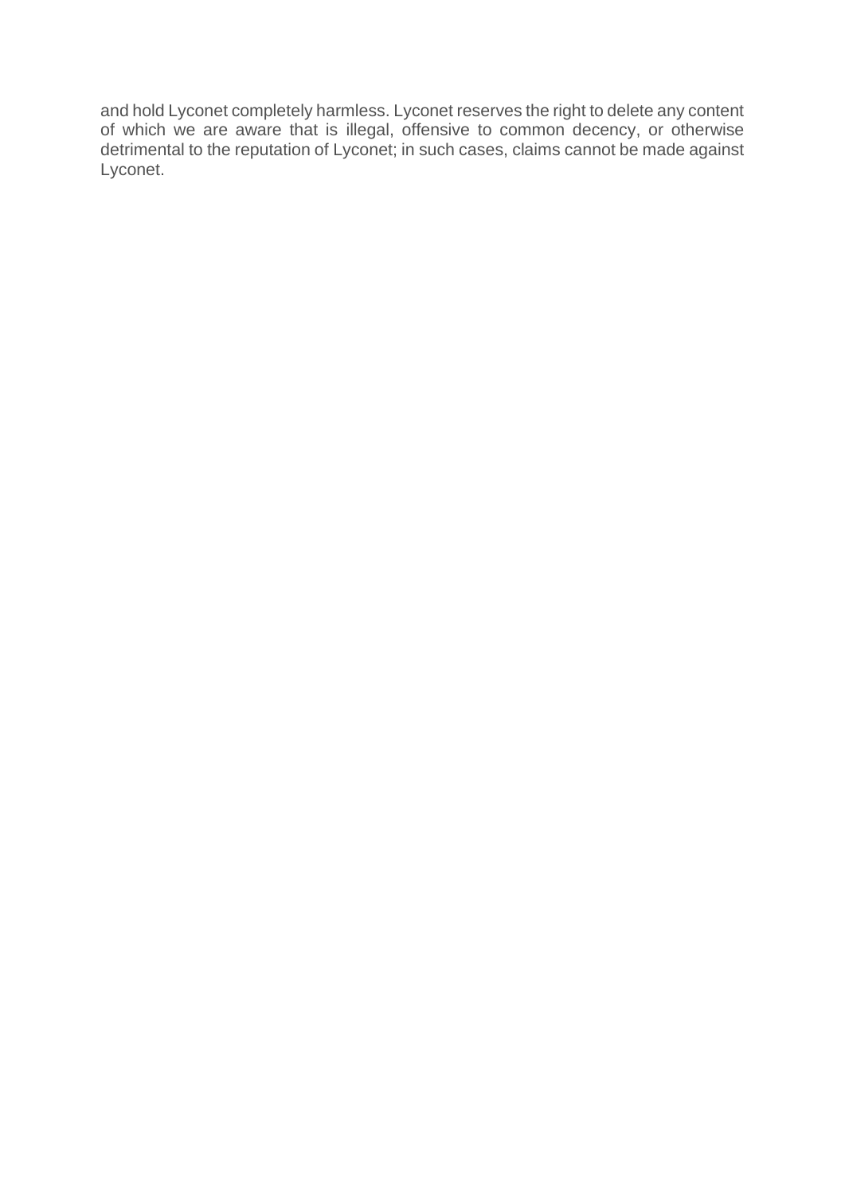and hold Lyconet completely harmless. Lyconet reserves the right to delete any content of which we are aware that is illegal, offensive to common decency, or otherwise detrimental to the reputation of Lyconet; in such cases, claims cannot be made against Lyconet.